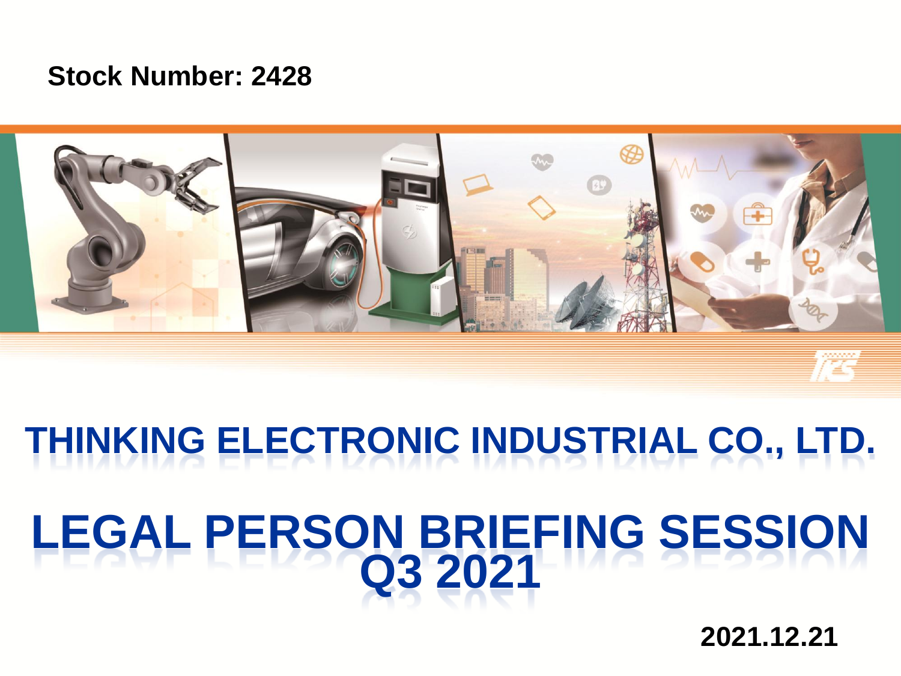**Stock Number: 2428**

# THINKING ELECTRONIC INDUSTRIAL CO., LTD.

# LEGAL PERSON BRIEFING SESSION Q3 2021

**2021.12.21**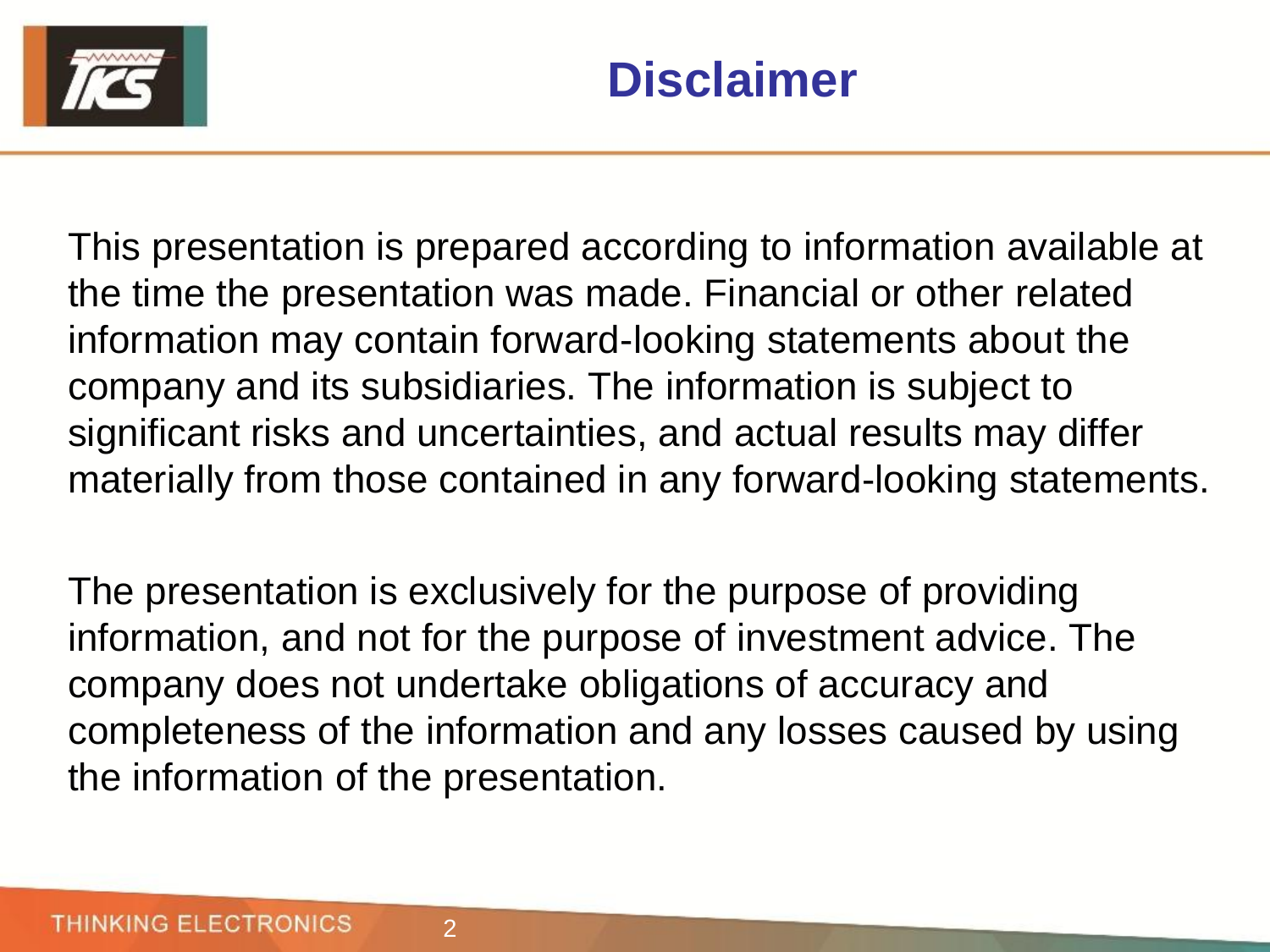# Disclaimer

This presentation is prepared according to information available at the time the presentation was made. Financial or other related information may contain forward-looking statements about the company and its subsidiaries. The information is subject to significant risks and uncertainties, and actual results may differ materially from those contained in any forward-looking statements.

The presentation is exclusively for the purpose of providing information, and not for the purpose of investment advice. The company does not undertake obligations of accuracy and completeness of the information and any losses caused by using the information of the presentation.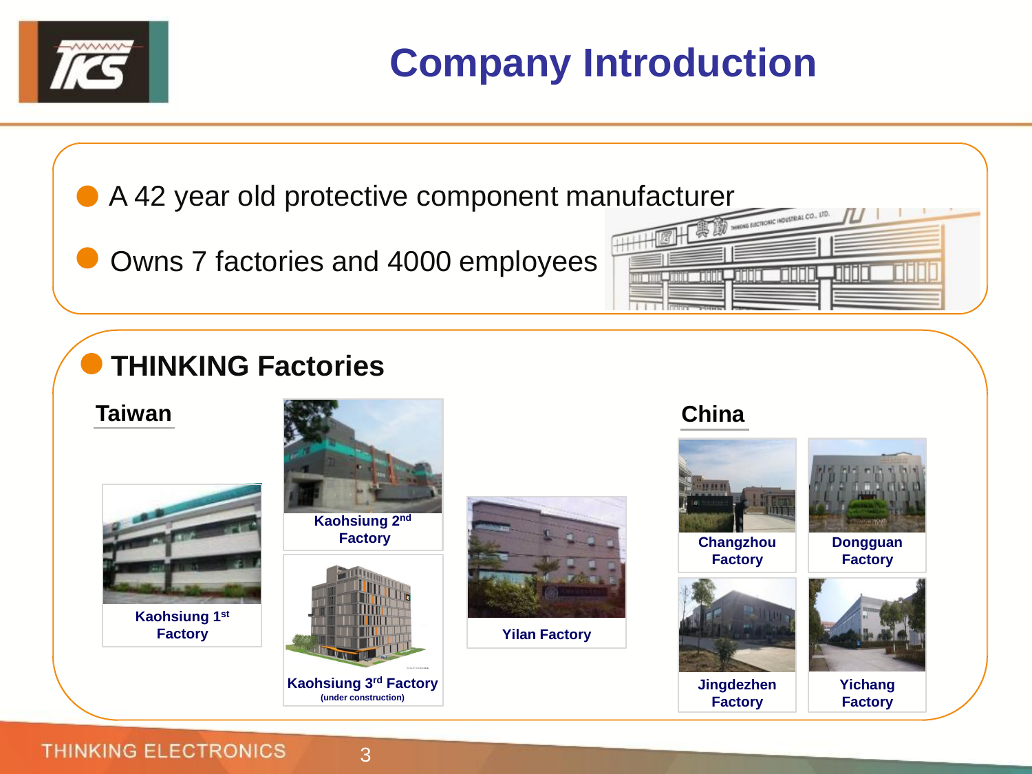# Company Introduction

- A 42 year old protective component manufacturer
- Owns 7 factories and 4000 employees

## THINKING Factories

### Taiwan

- Kaohsiung 1st Factory
- Kaohsiung 2nd Factory
- Kaohsiung 3rd Factory (under construction)
- Yilan Factory

### China

- Changzhou Factory
- Dongguan Factory
- Jingdezhen Factory
- Yichang Factory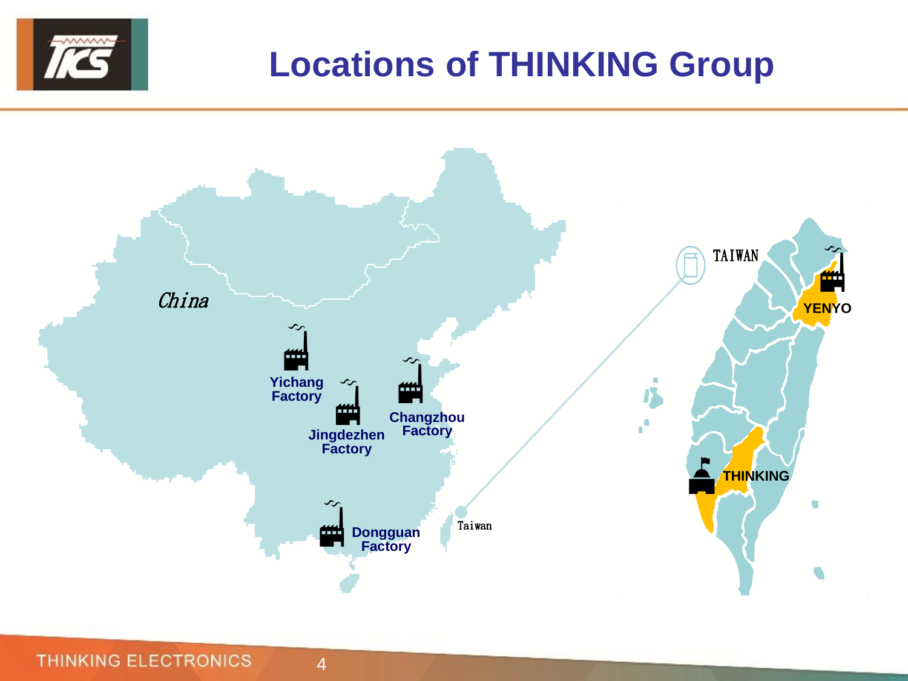# Locations of THINKING Group

China

Yichang Factory

Jingdezhen Factory

Changzhou Factory

Dongguan Factory

Taiwan

TAIWAN

YENYO

THINKING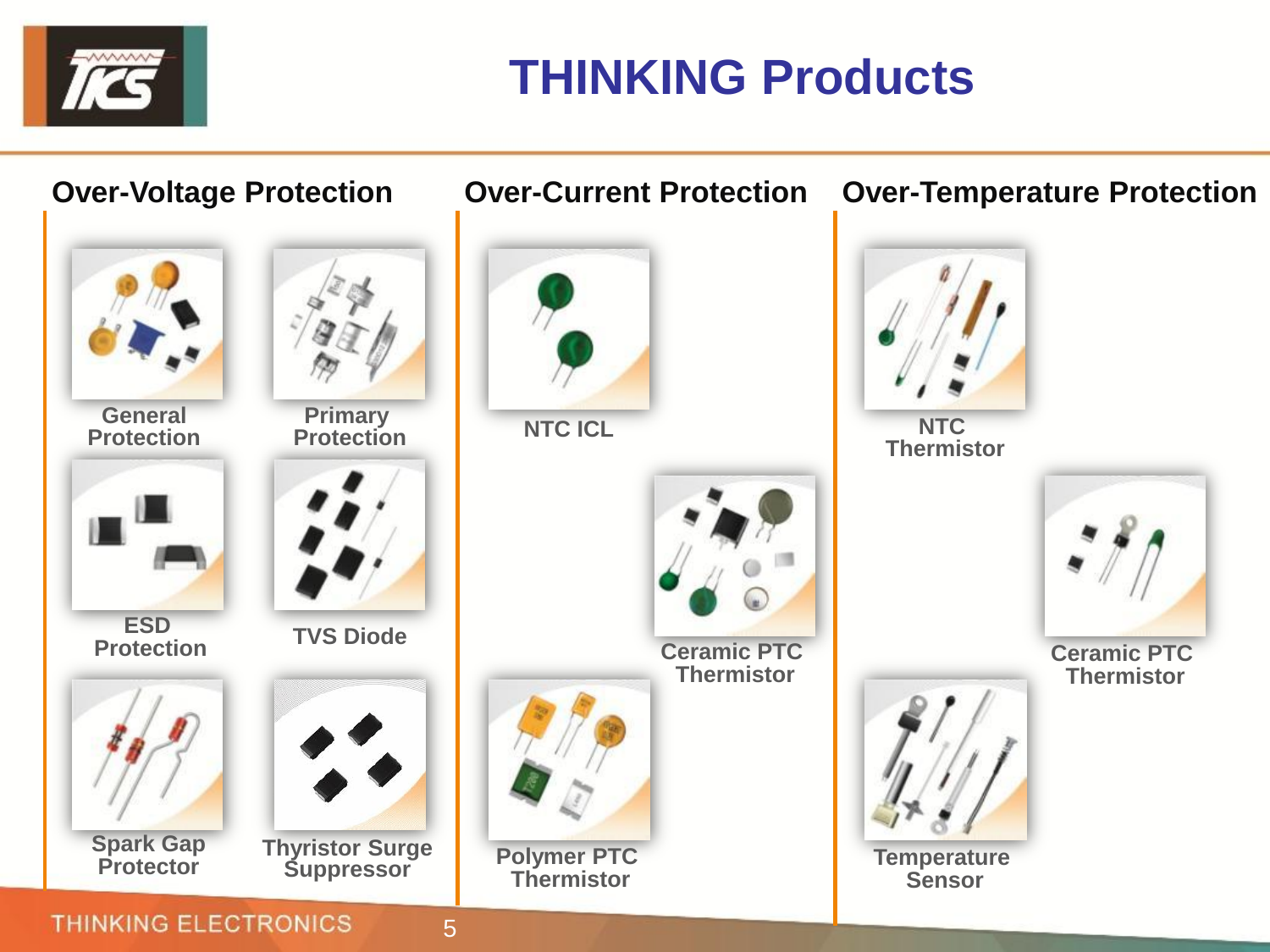# THINKING Products

## Over-Voltage Protection

- General Protection
- Primary Protection
- ESD Protection
- TVS Diode
- Spark Gap Protector
- Thyristor Surge Suppressor

## Over-Current Protection

- NTC ICL
- Ceramic PTC Thermistor
- Polymer PTC Thermistor

## Over-Temperature Protection

- NTC Thermistor
- Ceramic PTC Thermistor
- Temperature Sensor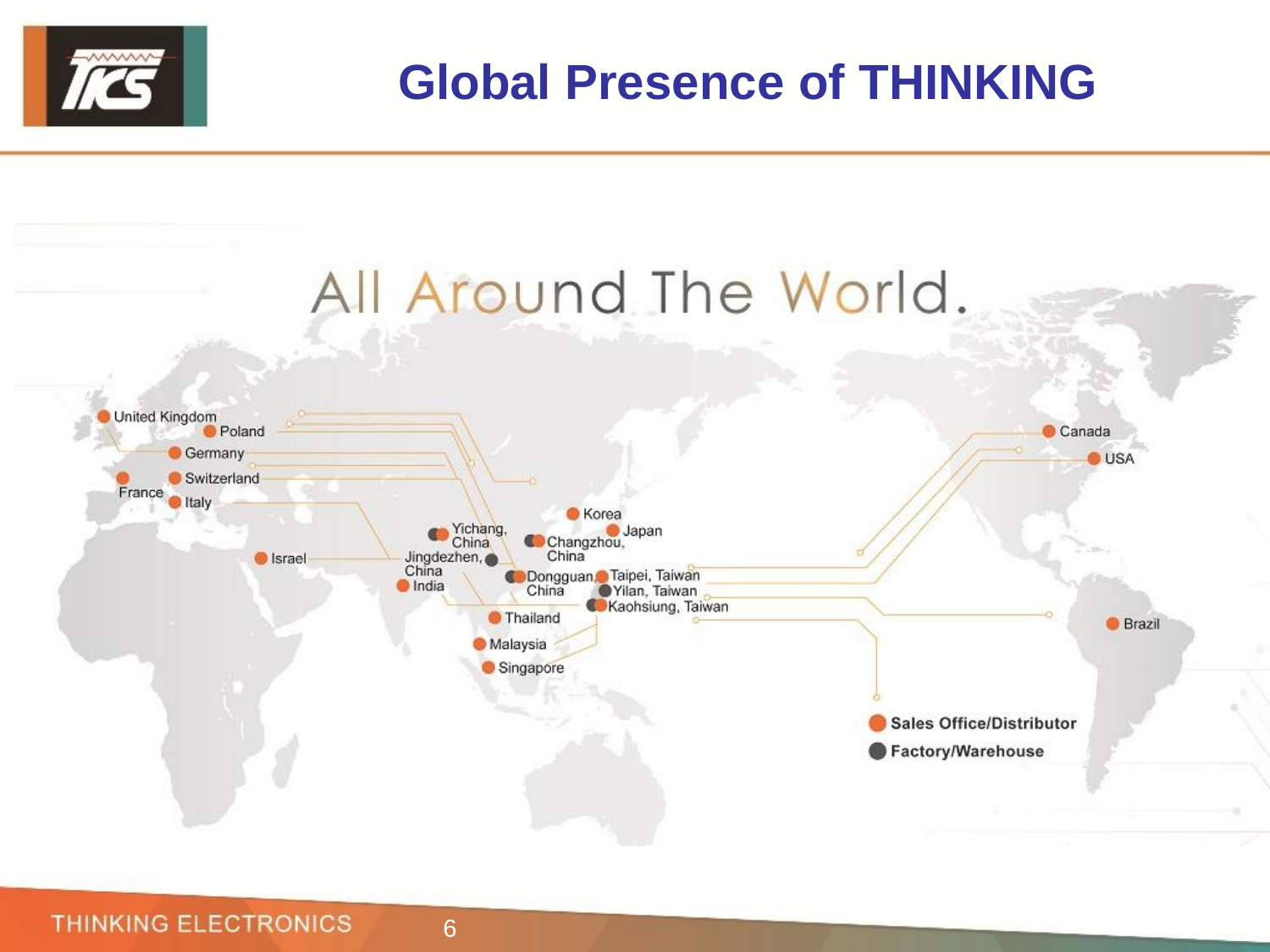# Global Presence of THINKING

All Around The World.

- United Kingdom
- Poland
- Germany
- Switzerland
- France
- Italy
- Israel
- Yichang, China
- Jingdezhen, China
- India
- Korea
- Japan
- Changzhou, China
- Dongguan, China
- Taipei, Taiwan
- Yilan, Taiwan
- Kaohsiung, Taiwan
- Thailand
- Malaysia
- Singapore
- Canada
- USA
- Brazil

Sales Office/Distributor

Factory/Warehouse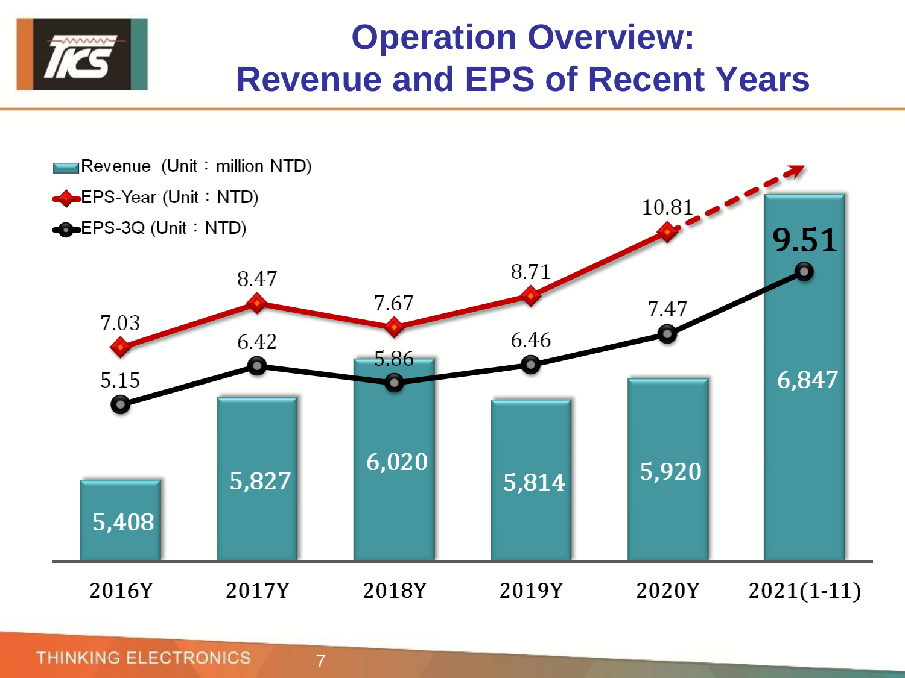# Operation Overview: Revenue and EPS of Recent Years

| | 2016Y | 2017Y | 2018Y | 2019Y | 2020Y | 2021(1-11) |
|---|---|---|---|---|---|---|
| Revenue (Unit：million NTD) | 5,408 | 5,827 | 6,020 | 5,814 | 5,920 | 6,847 |
| EPS-Year (Unit：NTD) | 7.03 | 8.47 | 7.67 | 8.71 | 10.81 | |
| EPS-3Q (Unit：NTD) | 5.15 | 6.42 | 5.86 | 6.46 | 7.47 | 9.51 |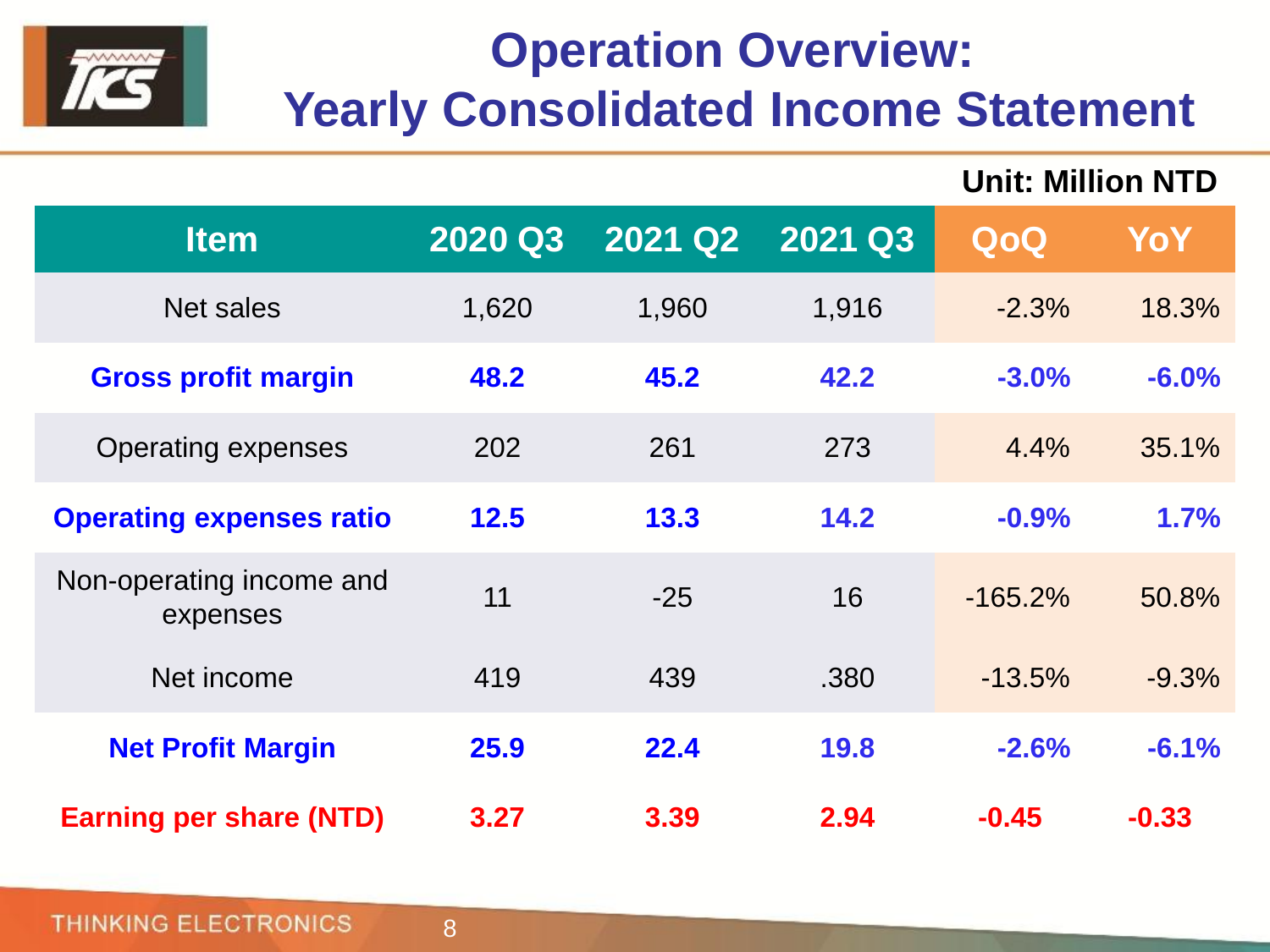# Operation Overview: Yearly Consolidated Income Statement

Unit: Million NTD

| Item | 2020 Q3 | 2021 Q2 | 2021 Q3 | QoQ | YoY |
|---|---|---|---|---|---|
| Net sales | 1,620 | 1,960 | 1,916 | -2.3% | 18.3% |
| **Gross profit margin** | **48.2** | **45.2** | **42.2** | **-3.0%** | **-6.0%** |
| Operating expenses | 202 | 261 | 273 | 4.4% | 35.1% |
| **Operating expenses ratio** | **12.5** | **13.3** | **14.2** | **-0.9%** | **1.7%** |
| Non-operating income and expenses | 11 | -25 | 16 | -165.2% | 50.8% |
| Net income | 419 | 439 | .380 | -13.5% | -9.3% |
| **Net Profit Margin** | **25.9** | **22.4** | **19.8** | **-2.6%** | **-6.1%** |
| **Earning per share (NTD)** | **3.27** | **3.39** | **2.94** | **-0.45** | **-0.33** |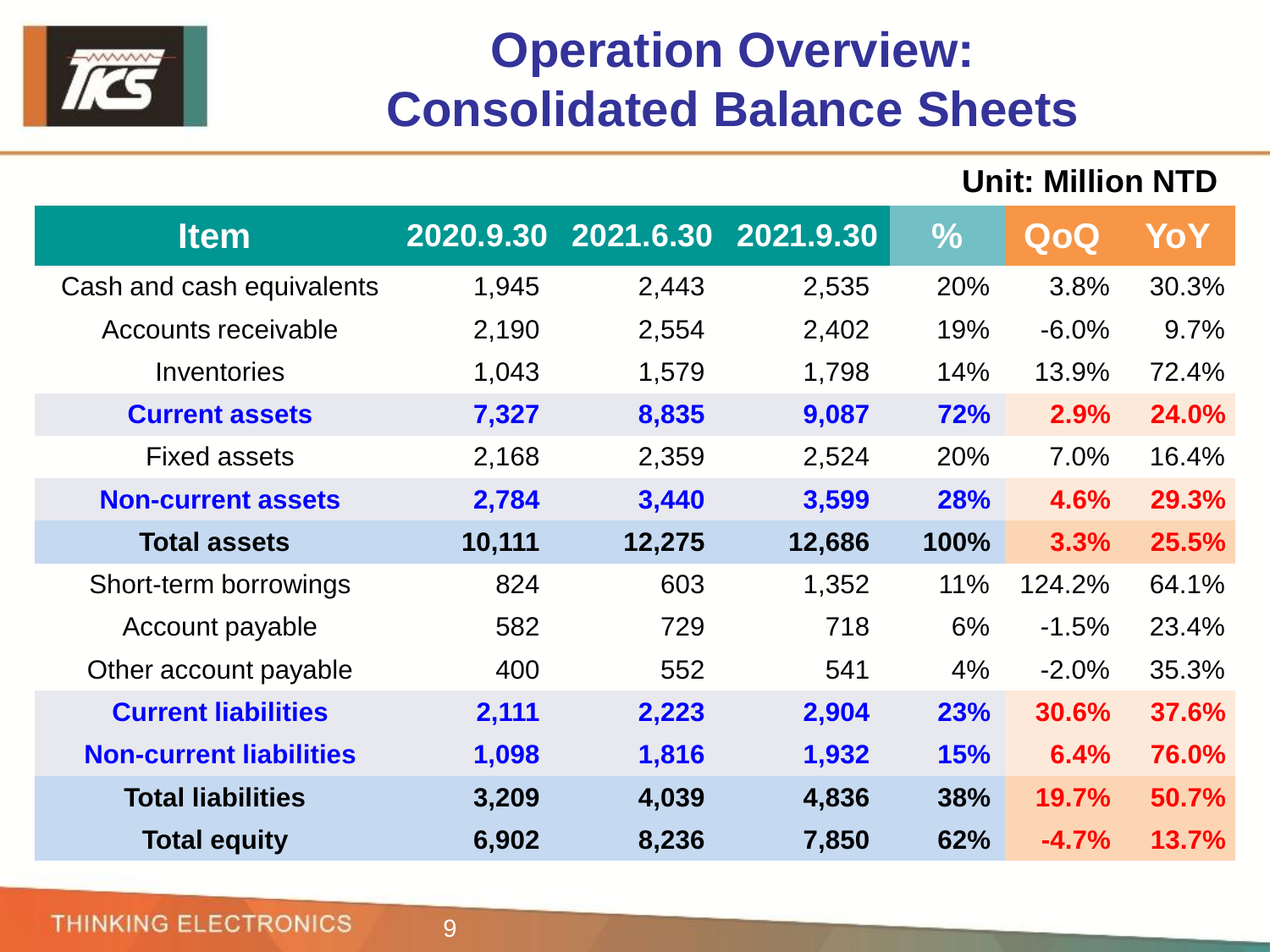# Operation Overview: Consolidated Balance Sheets

Unit: Million NTD

| Item | 2020.9.30 | 2021.6.30 | 2021.9.30 | % | QoQ | YoY |
|---|---|---|---|---|---|---|
| Cash and cash equivalents | 1,945 | 2,443 | 2,535 | 20% | 3.8% | 30.3% |
| Accounts receivable | 2,190 | 2,554 | 2,402 | 19% | -6.0% | 9.7% |
| Inventories | 1,043 | 1,579 | 1,798 | 14% | 13.9% | 72.4% |
| **Current assets** | **7,327** | **8,835** | **9,087** | **72%** | **2.9%** | **24.0%** |
| Fixed assets | 2,168 | 2,359 | 2,524 | 20% | 7.0% | 16.4% |
| **Non-current assets** | **2,784** | **3,440** | **3,599** | **28%** | **4.6%** | **29.3%** |
| **Total assets** | **10,111** | **12,275** | **12,686** | **100%** | **3.3%** | **25.5%** |
| Short-term borrowings | 824 | 603 | 1,352 | 11% | 124.2% | 64.1% |
| Account payable | 582 | 729 | 718 | 6% | -1.5% | 23.4% |
| Other account payable | 400 | 552 | 541 | 4% | -2.0% | 35.3% |
| **Current liabilities** | **2,111** | **2,223** | **2,904** | **23%** | **30.6%** | **37.6%** |
| **Non-current liabilities** | **1,098** | **1,816** | **1,932** | **15%** | **6.4%** | **76.0%** |
| **Total liabilities** | **3,209** | **4,039** | **4,836** | **38%** | **19.7%** | **50.7%** |
| **Total equity** | **6,902** | **8,236** | **7,850** | **62%** | **-4.7%** | **13.7%** |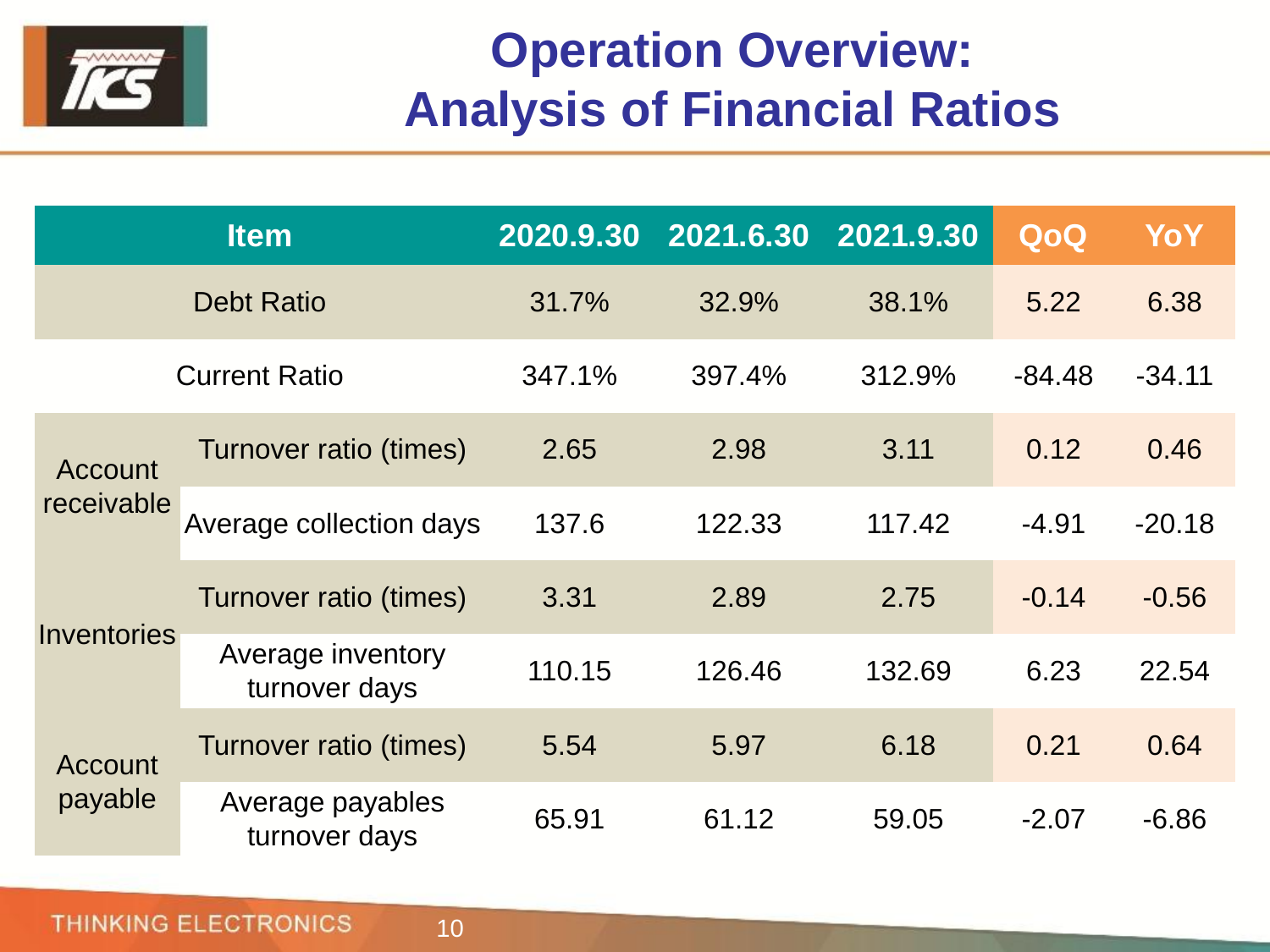# Operation Overview: Analysis of Financial Ratios

| Item | | 2020.9.30 | 2021.6.30 | 2021.9.30 | QoQ | YoY |
|---|---|---|---|---|---|---|
| Debt Ratio | | 31.7% | 32.9% | 38.1% | 5.22 | 6.38 |
| Current Ratio | | 347.1% | 397.4% | 312.9% | -84.48 | -34.11 |
| Account receivable | Turnover ratio (times) | 2.65 | 2.98 | 3.11 | 0.12 | 0.46 |
| | Average collection days | 137.6 | 122.33 | 117.42 | -4.91 | -20.18 |
| Inventories | Turnover ratio (times) | 3.31 | 2.89 | 2.75 | -0.14 | -0.56 |
| | Average inventory turnover days | 110.15 | 126.46 | 132.69 | 6.23 | 22.54 |
| Account payable | Turnover ratio (times) | 5.54 | 5.97 | 6.18 | 0.21 | 0.64 |
| | Average payables turnover days | 65.91 | 61.12 | 59.05 | -2.07 | -6.86 |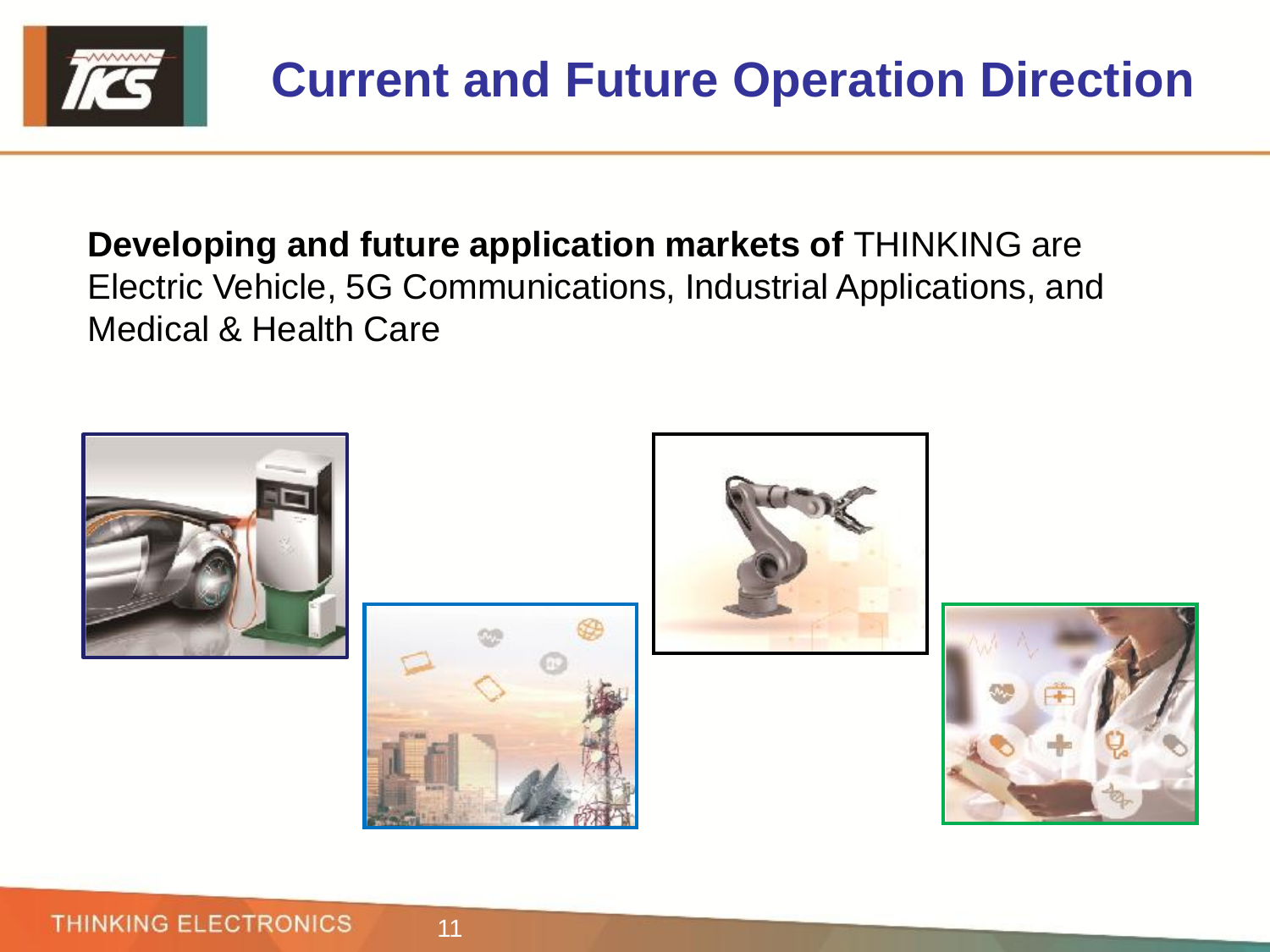# Current and Future Operation Direction

**Developing and future application markets of** THINKING are Electric Vehicle, 5G Communications, Industrial Applications, and Medical & Health Care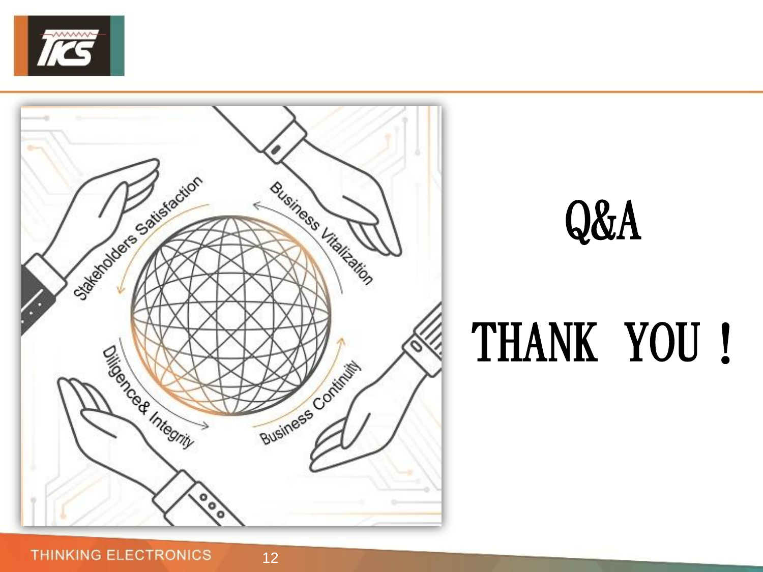# Q&A

# THANK YOU !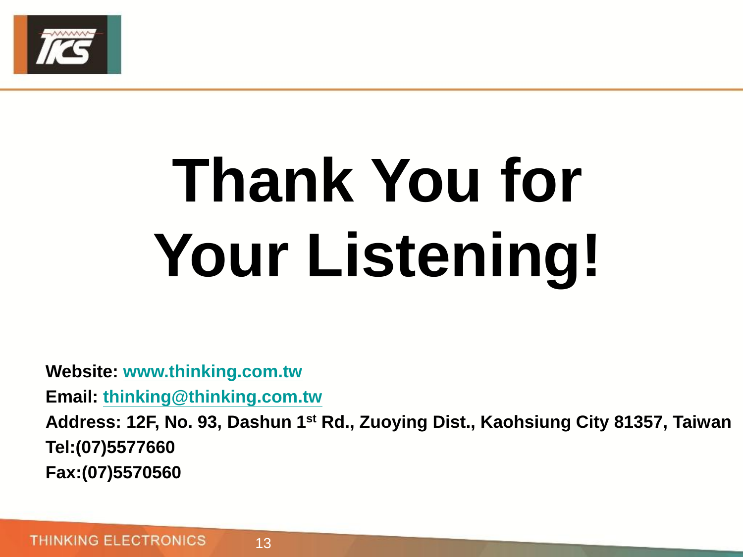# Thank You for Your Listening!

**Website:** **[www.thinking.com.tw](http://www.thinking.com.tw)**

**Email:** **[thinking@thinking.com.tw](mailto:thinking@thinking.com.tw)**

**Address: 12F, No. 93, Dashun 1st Rd., Zuoying Dist., Kaohsiung City 81357, Taiwan**

**Tel:(07)5577660**

**Fax:(07)5570560**